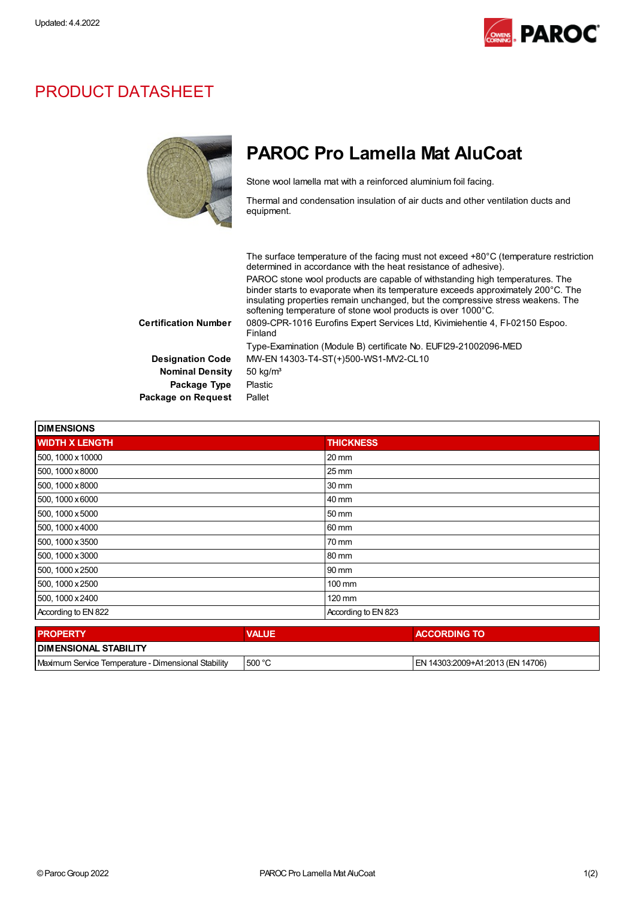Updated: 4.4.2022

# PRODUCT DATASHEET

## PAROC Pro Lamella Mat AluCoat

Stone wool lamella mat with a reinforced aluminium foil facing.

Thermal and condensation insulation of air ducts and other ventilation ducts and equipment.

The surface temperature of the facing must not exceed +80°C (temperature restriction determined in accordance with the heat resistance of adhesive).

PAROC stone wool products are capable of withstanding high temperatures. The binder starts to evaporate when its temperature exceeds approximately 200°C. The insulating properties remain unchanged, but the compressive stress weakens. The softening temperature of stone wool products is over 1000°C.

**Certification Number** 0809-CPR-1016 Eurofins Expert Services Ltd, Kivimiehentie 4, FI-02150 Espoo. Finland

Type-Examination (Module B) certificate No. EUFI29-21002096-MED

**Designation Code** MW-EN 14303-T4-ST(+)500-WS1-MV2-CL10

**Nominal Density** 50 kg/m³

**Package Type** Plastic

**Package on Request** Pallet

**DIMENSIONS**

| WIDTH X LENGTH | THICKNESS |
|---|---|
| 500, 1000 x 10000 | 20 mm |
| 500, 1000 x 8000 | 25 mm |
| 500, 1000 x 8000 | 30 mm |
| 500, 1000 x 6000 | 40 mm |
| 500, 1000 x 5000 | 50 mm |
| 500, 1000 x 4000 | 60 mm |
| 500, 1000 x 3500 | 70 mm |
| 500, 1000 x 3000 | 80 mm |
| 500, 1000 x 2500 | 90 mm |
| 500, 1000 x 2500 | 100 mm |
| 500, 1000 x 2400 | 120 mm |
| According to EN 822 | According to EN 823 |

| PROPERTY | VALUE | ACCORDING TO |
|---|---|---|
| **DIMENSIONAL STABILITY** | | |
| Maximum Service Temperature - Dimensional Stability | 500 °C | EN 14303:2009+A1:2013 (EN 14706) |

© Paroc Group 2022 PAROC Pro Lamella Mat AluCoat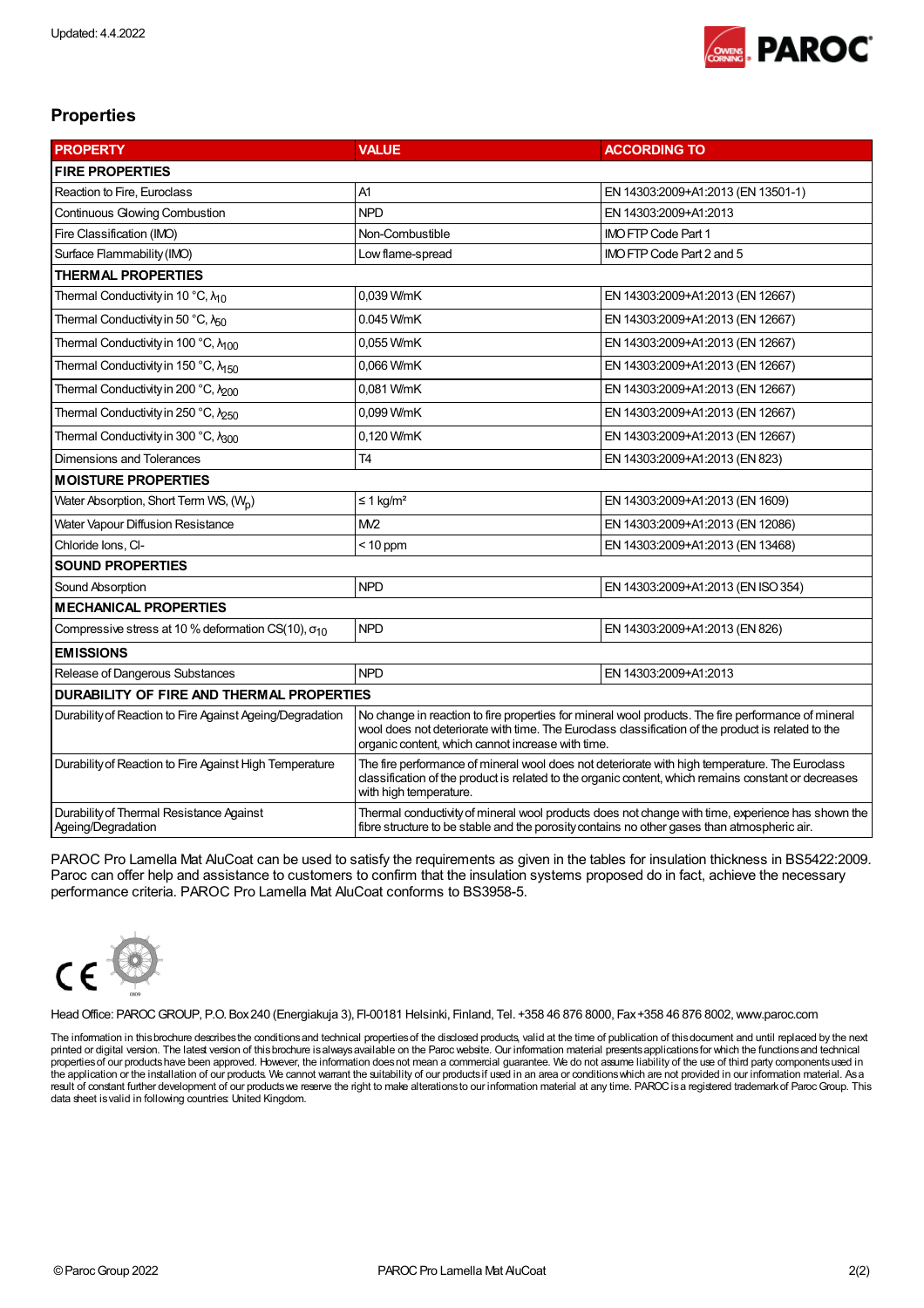Updated: 4.4.2022

## Properties

| PROPERTY | VALUE | ACCORDING TO |
|---|---|---|
| **FIRE PROPERTIES** | | |
| Reaction to Fire, Euroclass | A1 | EN 14303:2009+A1:2013 (EN 13501-1) |
| Continuous Glowing Combustion | NPD | EN 14303:2009+A1:2013 |
| Fire Classification (IMO) | Non-Combustible | IMO FTP Code Part 1 |
| Surface Flammability (IMO) | Low flame-spread | IMO FTP Code Part 2 and 5 |
| **THERMAL PROPERTIES** | | |
| Thermal Conductivity in 10 °C, $\lambda_{10}$ | 0,039 W/mK | EN 14303:2009+A1:2013 (EN 12667) |
| Thermal Conductivity in 50 °C, $\lambda_{50}$ | 0.045 W/mK | EN 14303:2009+A1:2013 (EN 12667) |
| Thermal Conductivity in 100 °C, $\lambda_{100}$ | 0,055 W/mK | EN 14303:2009+A1:2013 (EN 12667) |
| Thermal Conductivity in 150 °C, $\lambda_{150}$ | 0,066 W/mK | EN 14303:2009+A1:2013 (EN 12667) |
| Thermal Conductivity in 200 °C, $\lambda_{200}$ | 0,081 W/mK | EN 14303:2009+A1:2013 (EN 12667) |
| Thermal Conductivity in 250 °C, $\lambda_{250}$ | 0,099 W/mK | EN 14303:2009+A1:2013 (EN 12667) |
| Thermal Conductivity in 300 °C, $\lambda_{300}$ | 0,120 W/mK | EN 14303:2009+A1:2013 (EN 12667) |
| Dimensions and Tolerances | T4 | EN 14303:2009+A1:2013 (EN 823) |
| **MOISTURE PROPERTIES** | | |
| Water Absorption, Short Term WS, ($W_p$) | ≤ 1 kg/m² | EN 14303:2009+A1:2013 (EN 1609) |
| Water Vapour Diffusion Resistance | MV2 | EN 14303:2009+A1:2013 (EN 12086) |
| Chloride Ions, Cl- | < 10 ppm | EN 14303:2009+A1:2013 (EN 13468) |
| **SOUND PROPERTIES** | | |
| Sound Absorption | NPD | EN 14303:2009+A1:2013 (EN ISO 354) |
| **MECHANICAL PROPERTIES** | | |
| Compressive stress at 10 % deformation CS(10), $\sigma_{10}$ | NPD | EN 14303:2009+A1:2013 (EN 826) |
| **EMISSIONS** | | |
| Release of Dangerous Substances | NPD | EN 14303:2009+A1:2013 |
| **DURABILITY OF FIRE AND THERMAL PROPERTIES** | | |
| Durability of Reaction to Fire Against Ageing/Degradation | No change in reaction to fire properties for mineral wool products. The fire performance of mineral wool does not deteriorate with time. The Euroclass classification of the product is related to the organic content, which cannot increase with time. | |
| Durability of Reaction to Fire Against High Temperature | The fire performance of mineral wool does not deteriorate with high temperature. The Euroclass classification of the product is related to the organic content, which remains constant or decreases with high temperature. | |
| Durability of Thermal Resistance Against Ageing/Degradation | Thermal conductivity of mineral wool products does not change with time, experience has shown the fibre structure to be stable and the porosity contains no other gases than atmospheric air. | |

PAROC Pro Lamella Mat AluCoat can be used to satisfy the requirements as given in the tables for insulation thickness in BS5422:2009. Paroc can offer help and assistance to customers to confirm that the insulation systems proposed do in fact, achieve the necessary performance criteria. PAROC Pro Lamella Mat AluCoat conforms to BS3958-5.

CE 0809

Head Office: PAROC GROUP, P.O. Box 240 (Energiakuja 3), FI-00181 Helsinki, Finland, Tel. +358 46 876 8000, Fax +358 46 876 8002, www.paroc.com

The information in this brochure describes the conditions and technical properties of the disclosed products, valid at the time of publication of this document and until replaced by the next printed or digital version. The latest version of this brochure is always available on the Paroc website. Our information material presents applications for which the functions and technical properties of our products have been approved. However, the information does not mean a commercial guarantee. We do not assume liability of the use of third party components used in the application or the installation of our products. We cannot warrant the suitability of our products if used in an area or conditions which are not provided in our information material. As a result of constant further development of our products we reserve the right to make alterations to our information material at any time. PAROC is a registered trademark of Paroc Group. This data sheet is valid in following countries: United Kingdom.

© Paroc Group 2022 PAROC Pro Lamella Mat AluCoat